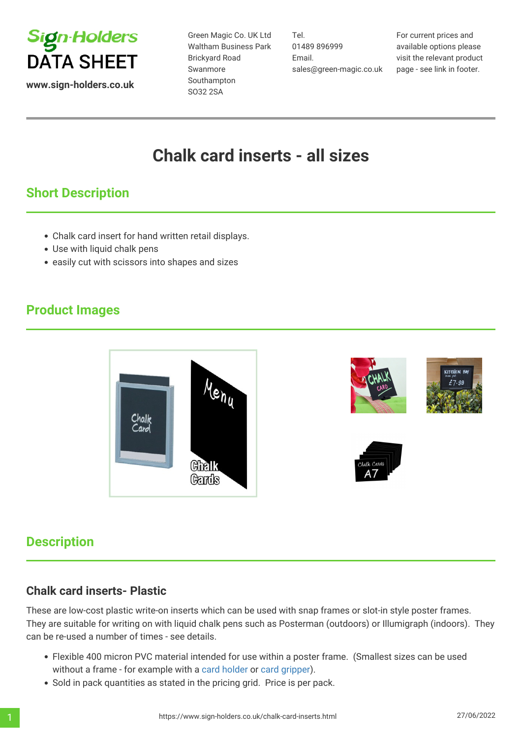Sign-Holders

# DATA SHEET

www.sign-holders.co.uk

Green Magic Co. UK Ltd
Waltham Business Park
Brickyard Road
Swanmore
Southampton
SO32 2SA

Tel.
01489 896999
Email.
sales@green-magic.co.uk

For current prices and available options please visit the relevant product page - see link in footer.

# Chalk card inserts - all sizes

## Short Description

- Chalk card insert for hand written retail displays.
- Use with liquid chalk pens
- easily cut with scissors into shapes and sizes

## Product Images

## Description

### Chalk card inserts- Plastic

These are low-cost plastic write-on inserts which can be used with snap frames or slot-in style poster frames. They are suitable for writing on with liquid chalk pens such as Posterman (outdoors) or Illumigraph (indoors). They can be re-used a number of times - see details.

- Flexible 400 micron PVC material intended for use within a poster frame. (Smallest sizes can be used without a frame - for example with a card holder or card gripper).
- Sold in pack quantities as stated in the pricing grid. Price is per pack.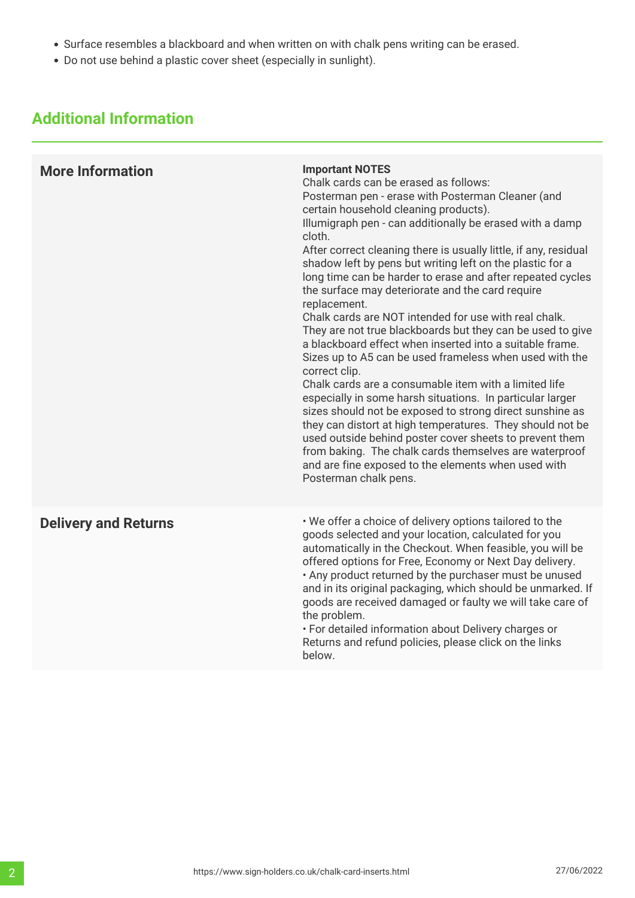- Surface resembles a blackboard and when written on with chalk pens writing can be erased.
- Do not use behind a plastic cover sheet (especially in sunlight).

## Additional Information

| | |
|---|---|
| **More Information** | **Important NOTES**<br>Chalk cards can be erased as follows:<br>Posterman pen - erase with Posterman Cleaner (and certain household cleaning products).<br>Illumigraph pen - can additionally be erased with a damp cloth.<br>After correct cleaning there is usually little, if any, residual shadow left by pens but writing left on the plastic for a long time can be harder to erase and after repeated cycles the surface may deteriorate and the card require replacement.<br>Chalk cards are NOT intended for use with real chalk. They are not true blackboards but they can be used to give a blackboard effect when inserted into a suitable frame. Sizes up to A5 can be used frameless when used with the correct clip.<br>Chalk cards are a consumable item with a limited life especially in some harsh situations. In particular larger sizes should not be exposed to strong direct sunshine as they can distort at high temperatures. They should not be used outside behind poster cover sheets to prevent them from baking. The chalk cards themselves are waterproof and are fine exposed to the elements when used with Posterman chalk pens. |
| **Delivery and Returns** | • We offer a choice of delivery options tailored to the goods selected and your location, calculated for you automatically in the Checkout. When feasible, you will be offered options for Free, Economy or Next Day delivery.<br>• Any product returned by the purchaser must be unused and in its original packaging, which should be unmarked. If goods are received damaged or faulty we will take care of the problem.<br>• For detailed information about Delivery charges or Returns and refund policies, please click on the links below. |